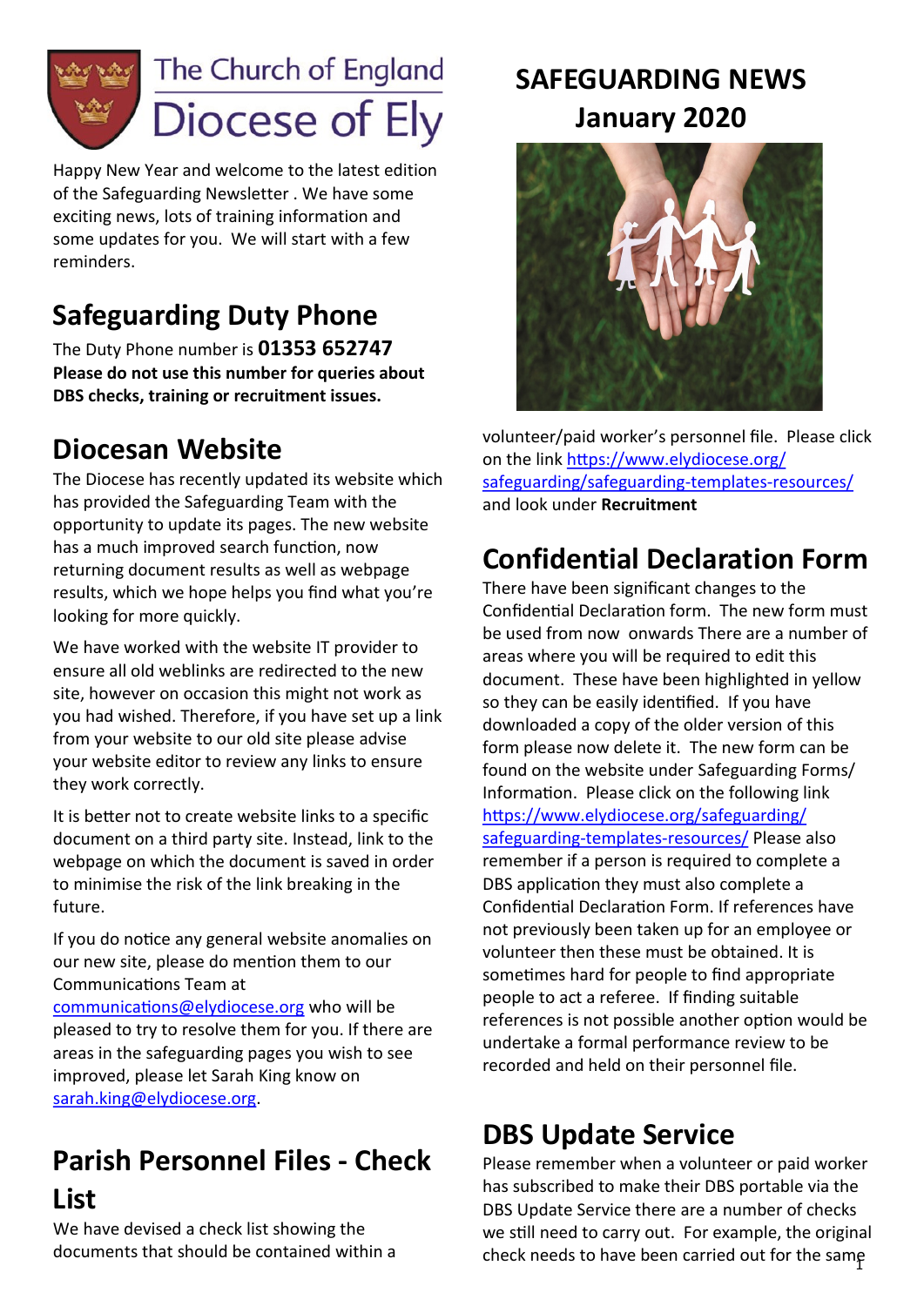The Church of England Diocese of Ely

# SAFEGUARDING NEWS January 2020

Happy New Year and welcome to the latest edition of the Safeguarding Newsletter . We have some exciting news, lots of training information and some updates for you. We will start with a few reminders.

## Safeguarding Duty Phone

The Duty Phone number is **01353 652747**
**Please do not use this number for queries about DBS checks, training or recruitment issues.**

## Diocesan Website

The Diocese has recently updated its website which has provided the Safeguarding Team with the opportunity to update its pages. The new website has a much improved search function, now returning document results as well as webpage results, which we hope helps you find what you're looking for more quickly.

We have worked with the website IT provider to ensure all old weblinks are redirected to the new site, however on occasion this might not work as you had wished. Therefore, if you have set up a link from your website to our old site please advise your website editor to review any links to ensure they work correctly.

It is better not to create website links to a specific document on a third party site. Instead, link to the webpage on which the document is saved in order to minimise the risk of the link breaking in the future.

If you do notice any general website anomalies on our new site, please do mention them to our Communications Team at communications@elydiocese.org who will be pleased to try to resolve them for you. If there are areas in the safeguarding pages you wish to see improved, please let Sarah King know on sarah.king@elydiocese.org.

## Parish Personnel Files - Check List

We have devised a check list showing the documents that should be contained within a volunteer/paid worker's personnel file. Please click on the link https://www.elydiocese.org/safeguarding/safeguarding-templates-resources/ and look under **Recruitment**

## Confidential Declaration Form

There have been significant changes to the Confidential Declaration form. The new form must be used from now onwards There are a number of areas where you will be required to edit this document. These have been highlighted in yellow so they can be easily identified. If you have downloaded a copy of the older version of this form please now delete it. The new form can be found on the website under Safeguarding Forms/ Information. Please click on the following link https://www.elydiocese.org/safeguarding/safeguarding-templates-resources/ Please also remember if a person is required to complete a DBS application they must also complete a Confidential Declaration Form. If references have not previously been taken up for an employee or volunteer then these must be obtained. It is sometimes hard for people to find appropriate people to act a referee. If finding suitable references is not possible another option would be undertake a formal performance review to be recorded and held on their personnel file.

## DBS Update Service

Please remember when a volunteer or paid worker has subscribed to make their DBS portable via the DBS Update Service there are a number of checks we still need to carry out. For example, the original check needs to have been carried out for the same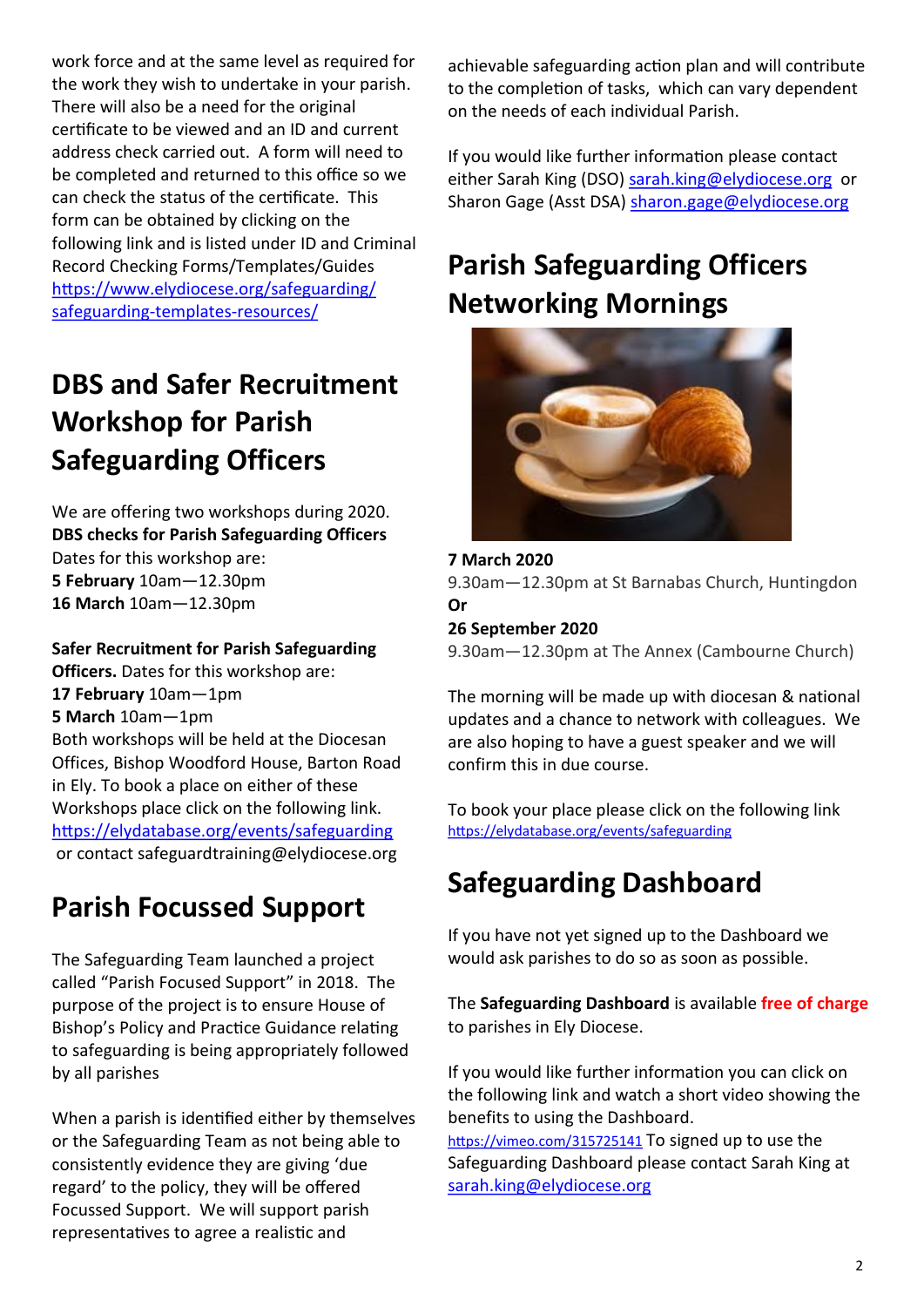work force and at the same level as required for the work they wish to undertake in your parish. There will also be a need for the original certificate to be viewed and an ID and current address check carried out. A form will need to be completed and returned to this office so we can check the status of the certificate. This form can be obtained by clicking on the following link and is listed under ID and Criminal Record Checking Forms/Templates/Guides https://www.elydiocese.org/safeguarding/safeguarding-templates-resources/

## DBS and Safer Recruitment Workshop for Parish Safeguarding Officers

We are offering two workshops during 2020.

**DBS checks for Parish Safeguarding Officers**

Dates for this workshop are:

**5 February** 10am—12.30pm

**16 March** 10am—12.30pm

**Safer Recruitment for Parish Safeguarding Officers.** Dates for this workshop are:

**17 February** 10am—1pm

**5 March** 10am—1pm

Both workshops will be held at the Diocesan Offices, Bishop Woodford House, Barton Road in Ely. To book a place on either of these Workshops place click on the following link. https://elydatabase.org/events/safeguarding or contact safeguardtraining@elydiocese.org

## Parish Focussed Support

The Safeguarding Team launched a project called "Parish Focused Support" in 2018. The purpose of the project is to ensure House of Bishop's Policy and Practice Guidance relating to safeguarding is being appropriately followed by all parishes

When a parish is identified either by themselves or the Safeguarding Team as not being able to consistently evidence they are giving 'due regard' to the policy, they will be offered Focussed Support. We will support parish representatives to agree a realistic and achievable safeguarding action plan and will contribute to the completion of tasks, which can vary dependent on the needs of each individual Parish.

If you would like further information please contact either Sarah King (DSO) sarah.king@elydiocese.org or Sharon Gage (Asst DSA) sharon.gage@elydiocese.org

## Parish Safeguarding Officers Networking Mornings

**7 March 2020**

9.30am—12.30pm at St Barnabas Church, Huntingdon

**Or**

**26 September 2020**

9.30am—12.30pm at The Annex (Cambourne Church)

The morning will be made up with diocesan & national updates and a chance to network with colleagues. We are also hoping to have a guest speaker and we will confirm this in due course.

To book your place please click on the following link https://elydatabase.org/events/safeguarding

## Safeguarding Dashboard

If you have not yet signed up to the Dashboard we would ask parishes to do so as soon as possible.

The **Safeguarding Dashboard** is available **free of charge** to parishes in Ely Diocese.

If you would like further information you can click on the following link and watch a short video showing the benefits to using the Dashboard. https://vimeo.com/315725141 To signed up to use the Safeguarding Dashboard please contact Sarah King at sarah.king@elydiocese.org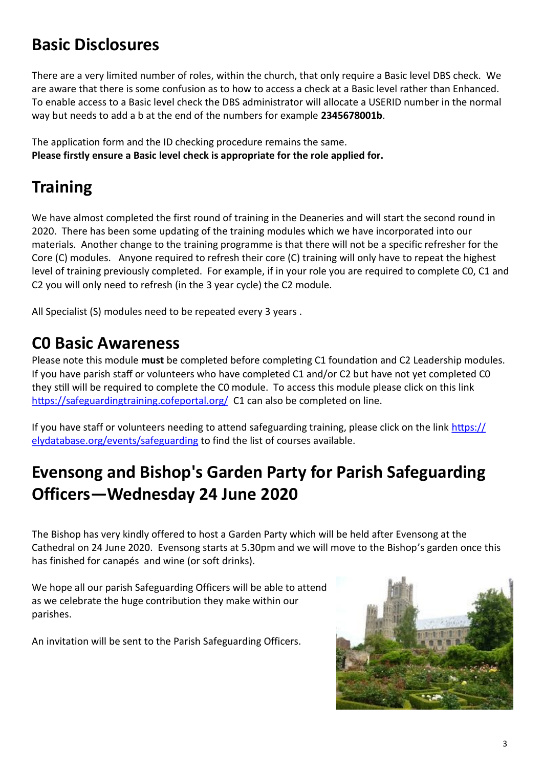## Basic Disclosures

There are a very limited number of roles, within the church, that only require a Basic level DBS check. We are aware that there is some confusion as to how to access a check at a Basic level rather than Enhanced. To enable access to a Basic level check the DBS administrator will allocate a USERID number in the normal way but needs to add a b at the end of the numbers for example **2345678001b**.

The application form and the ID checking procedure remains the same.
**Please firstly ensure a Basic level check is appropriate for the role applied for.**

## Training

We have almost completed the first round of training in the Deaneries and will start the second round in 2020. There has been some updating of the training modules which we have incorporated into our materials. Another change to the training programme is that there will not be a specific refresher for the Core (C) modules. Anyone required to refresh their core (C) training will only have to repeat the highest level of training previously completed. For example, if in your role you are required to complete C0, C1 and C2 you will only need to refresh (in the 3 year cycle) the C2 module.

All Specialist (S) modules need to be repeated every 3 years .

## C0 Basic Awareness

Please note this module **must** be completed before completing C1 foundation and C2 Leadership modules. If you have parish staff or volunteers who have completed C1 and/or C2 but have not yet completed C0 they still will be required to complete the C0 module. To access this module please click on this link https://safeguardingtraining.cofeportal.org/ C1 can also be completed on line.

If you have staff or volunteers needing to attend safeguarding training, please click on the link https://elydatabase.org/events/safeguarding to find the list of courses available.

## Evensong and Bishop's Garden Party for Parish Safeguarding Officers—Wednesday 24 June 2020

The Bishop has very kindly offered to host a Garden Party which will be held after Evensong at the Cathedral on 24 June 2020. Evensong starts at 5.30pm and we will move to the Bishop's garden once this has finished for canapés and wine (or soft drinks).

We hope all our parish Safeguarding Officers will be able to attend as we celebrate the huge contribution they make within our parishes.

An invitation will be sent to the Parish Safeguarding Officers.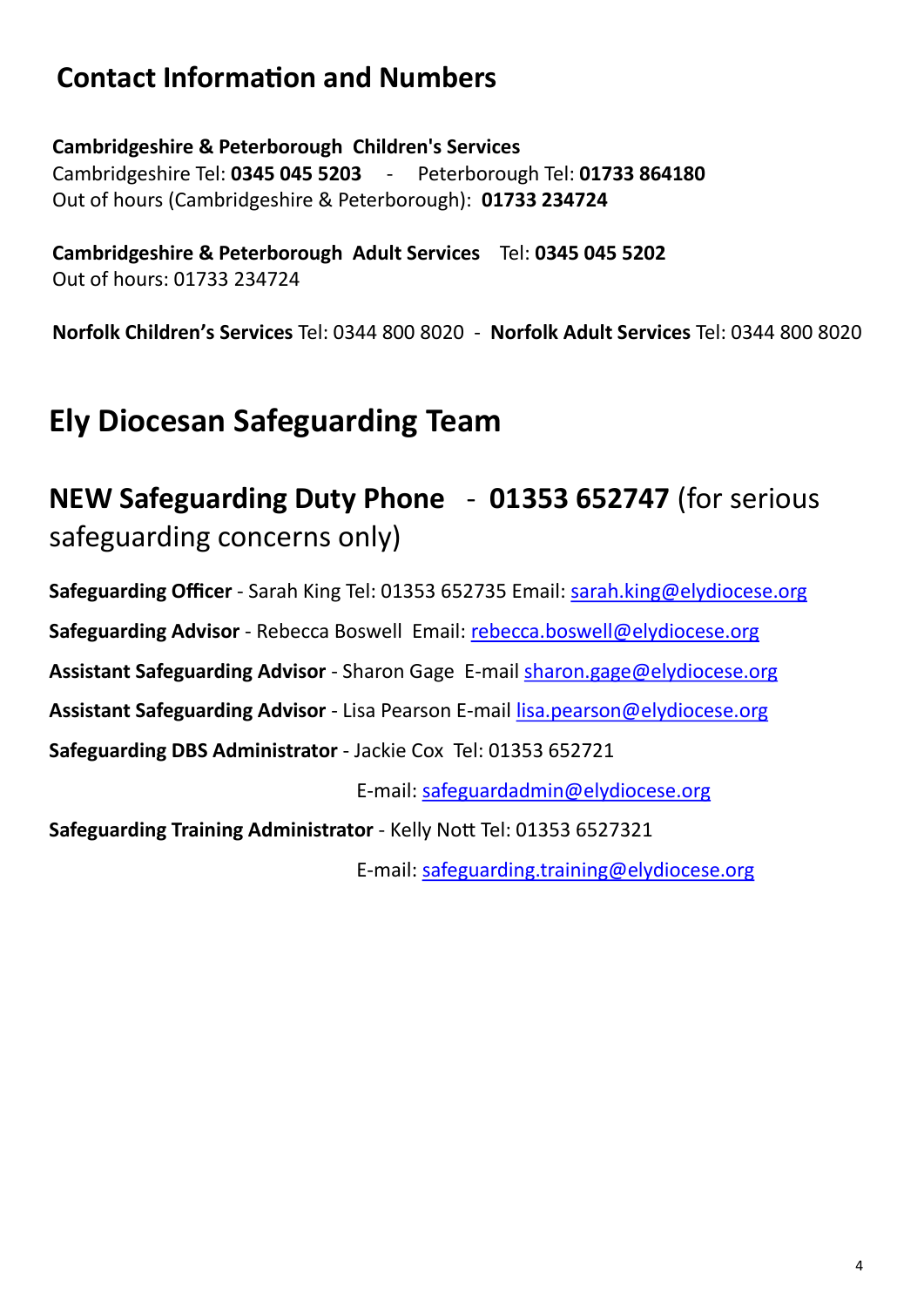## Contact Information and Numbers

**Cambridgeshire & Peterborough Children's Services**
Cambridgeshire Tel: **0345 045 5203** - Peterborough Tel: **01733 864180**
Out of hours (Cambridgeshire & Peterborough): **01733 234724**

**Cambridgeshire & Peterborough Adult Services** Tel: **0345 045 5202**
Out of hours: 01733 234724

**Norfolk Children's Services** Tel: 0344 800 8020 - **Norfolk Adult Services** Tel: 0344 800 8020

# Ely Diocesan Safeguarding Team

## NEW Safeguarding Duty Phone - 01353 652747 (for serious safeguarding concerns only)

**Safeguarding Officer** - Sarah King Tel: 01353 652735 Email: sarah.king@elydiocese.org

**Safeguarding Advisor** - Rebecca Boswell Email: rebecca.boswell@elydiocese.org

**Assistant Safeguarding Advisor** - Sharon Gage E-mail sharon.gage@elydiocese.org

**Assistant Safeguarding Advisor** - Lisa Pearson E-mail lisa.pearson@elydiocese.org

**Safeguarding DBS Administrator** - Jackie Cox Tel: 01353 652721
E-mail: safeguardadmin@elydiocese.org

**Safeguarding Training Administrator** - Kelly Nott Tel: 01353 6527321
E-mail: safeguarding.training@elydiocese.org